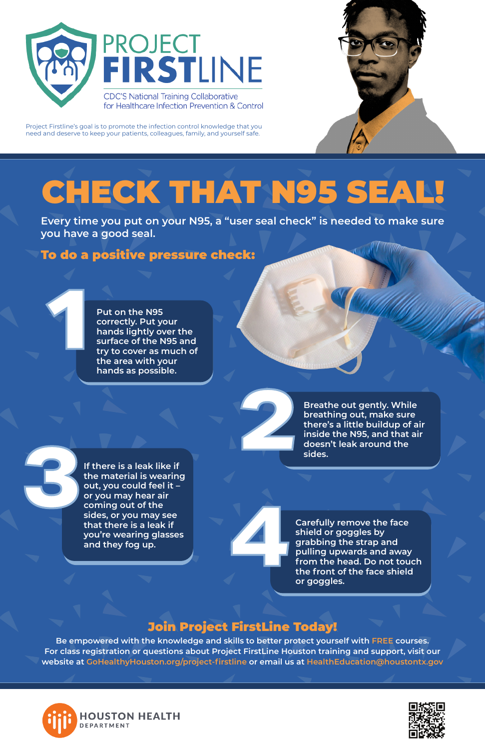# PROJECT FIRSTLINE

CDC'S National Training Collaborative for Healthcare Infection Prevention & Control

Project Firstline's goal is to promote the infection control knowledge that you need and deserve to keep your patients, colleagues, family, and yourself safe.

# CHECK THAT N95 SEAL!

**Every time you put on your N95, a "user seal check" is needed to make sure you have a good seal.**

## To do a positive pressure check:

**1** Put on the N95 correctly. Put your hands lightly over the surface of the N95 and try to cover as much of the area with your hands as possible.

**2** Breathe out gently. While breathing out, make sure there's a little buildup of air inside the N95, and that air doesn't leak around the sides.

**3** If there is a leak like if the material is wearing out, you could feel it – or you may hear air coming out of the sides, or you may see that there is a leak if you're wearing glasses and they fog up.

**4** Carefully remove the face shield or goggles by grabbing the strap and pulling upwards and away from the head. Do not touch the front of the face shield or goggles.

## Join Project FirstLine Today!

Be empowered with the knowledge and skills to better protect yourself with FREE courses. For class registration or questions about Project FirstLine Houston training and support, visit our website at GoHealthyHouston.org/project-firstline or email us at HealthEducation@houstontx.gov

HOUSTON HEALTH DEPARTMENT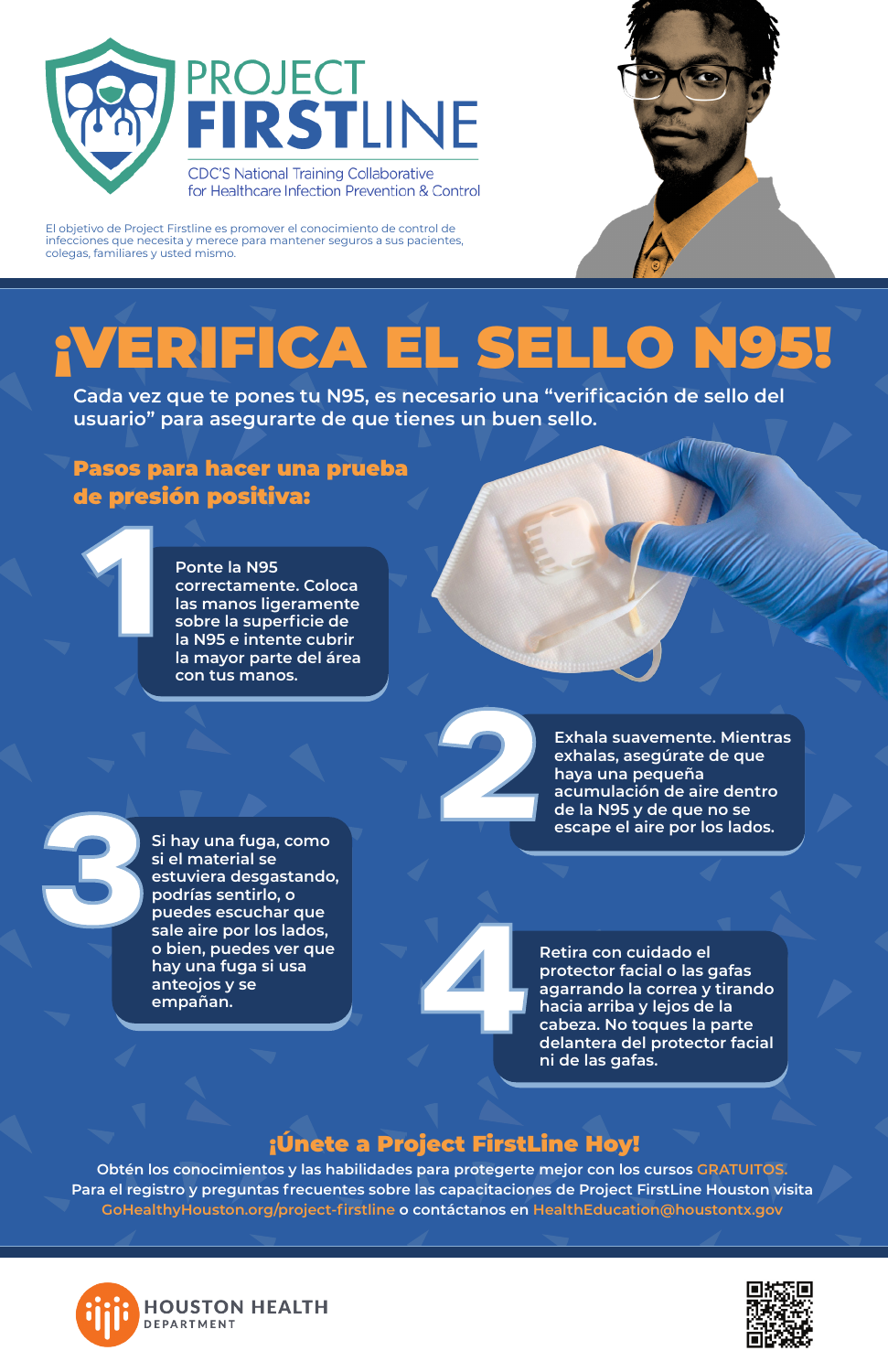# PROJECT FIRSTLINE

CDC'S National Training Collaborative for Healthcare Infection Prevention & Control

El objetivo de Project Firstline es promover el conocimiento de control de infecciones que necesita y merece para mantener seguros a sus pacientes, colegas, familiares y usted mismo.

# ¡VERIFICA EL SELLO N95!

**Cada vez que te pones tu N95, es necesario una "verificación de sello del usuario" para asegurarte de que tienes un buen sello.**

## Pasos para hacer una prueba de presión positiva:

1. Ponte la N95 correctamente. Coloca las manos ligeramente sobre la superficie de la N95 e intente cubrir la mayor parte del área con tus manos.
2. Exhala suavemente. Mientras exhalas, asegúrate de que haya una pequeña acumulación de aire dentro de la N95 y de que no se escape el aire por los lados.
3. Si hay una fuga, como si el material se estuviera desgastando, podrías sentirlo, o puedes escuchar que sale aire por los lados, o bien, puedes ver que hay una fuga si usa anteojos y se empañan.
4. Retira con cuidado el protector facial o las gafas agarrando la correa y tirando hacia arriba y lejos de la cabeza. No toques la parte delantera del protector facial ni de las gafas.

## ¡Únete a Project FirstLine Hoy!

Obtén los conocimientos y las habilidades para protegerte mejor con los cursos GRATUITOS.
Para el registro y preguntas frecuentes sobre las capacitaciones de Project FirstLine Houston visita GoHealthyHouston.org/project-firstline o contáctanos en HealthEducation@houstontx.gov

HOUSTON HEALTH DEPARTMENT